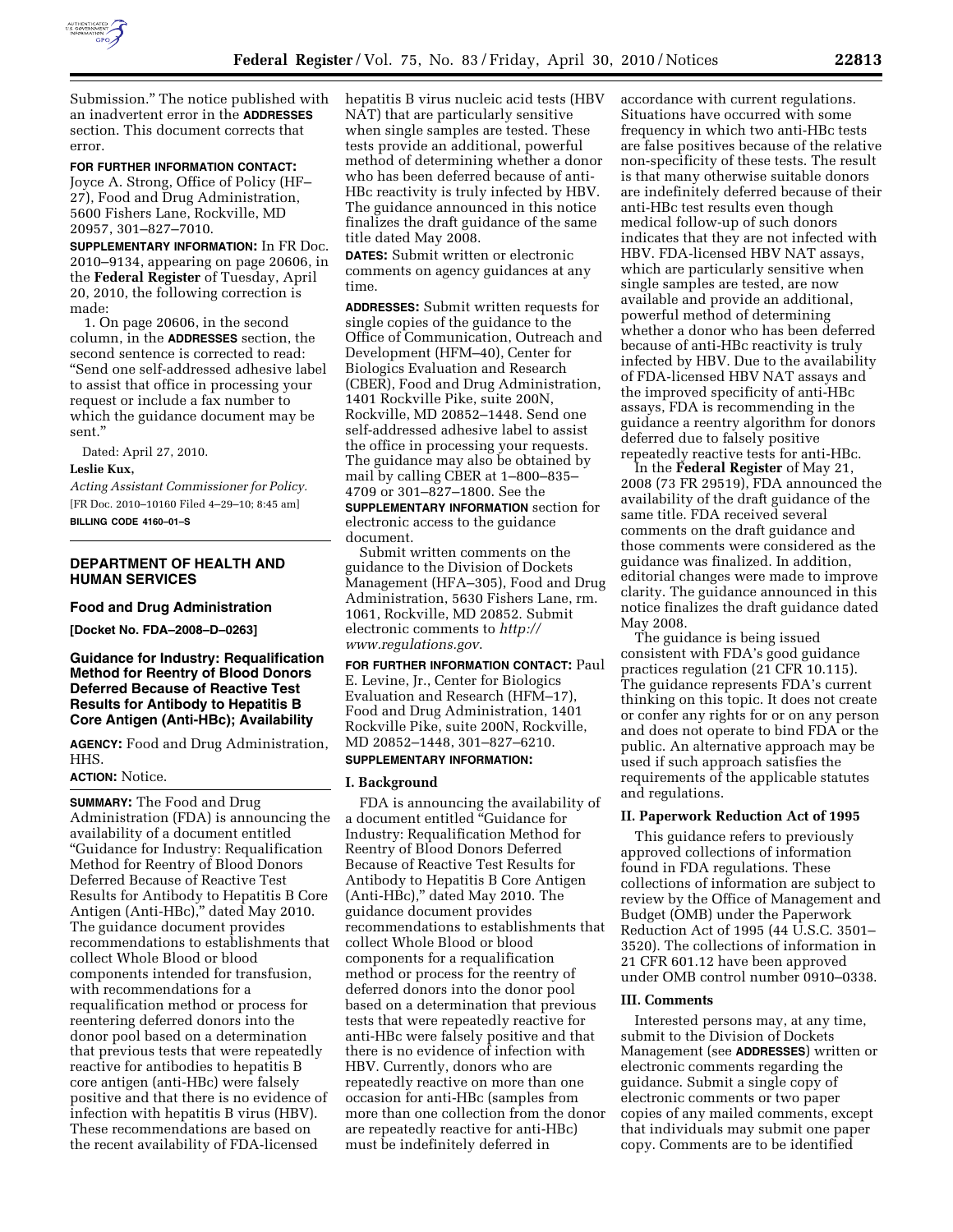Submission." The notice published with an inadvertent error in the **ADDRESSES** section. This document corrects that error.

**FOR FURTHER INFORMATION CONTACT:** Joyce A. Strong, Office of Policy (HF–27), Food and Drug Administration, 5600 Fishers Lane, Rockville, MD 20957, 301–827–7010.

**SUPPLEMENTARY INFORMATION:** In FR Doc. 2010–9134, appearing on page 20606, in the **Federal Register** of Tuesday, April 20, 2010, the following correction is made:

1. On page 20606, in the second column, in the **ADDRESSES** section, the second sentence is corrected to read: "Send one self-addressed adhesive label to assist that office in processing your request or include a fax number to which the guidance document may be sent."

Dated: April 27, 2010.

**Leslie Kux,**

*Acting Assistant Commissioner for Policy.*

[FR Doc. 2010–10160 Filed 4–29–10; 8:45 am]

**BILLING CODE 4160–01–S**

---

## DEPARTMENT OF HEALTH AND HUMAN SERVICES

### Food and Drug Administration

**[Docket No. FDA–2008–D–0263]**

### Guidance for Industry: Requalification Method for Reentry of Blood Donors Deferred Because of Reactive Test Results for Antibody to Hepatitis B Core Antigen (Anti-HBc); Availability

**AGENCY:** Food and Drug Administration, HHS.

**ACTION:** Notice.

**SUMMARY:** The Food and Drug Administration (FDA) is announcing the availability of a document entitled "Guidance for Industry: Requalification Method for Reentry of Blood Donors Deferred Because of Reactive Test Results for Antibody to Hepatitis B Core Antigen (Anti-HBc)," dated May 2010. The guidance document provides recommendations to establishments that collect Whole Blood or blood components intended for transfusion, with recommendations for a requalification method or process for reentering deferred donors into the donor pool based on a determination that previous tests that were repeatedly reactive for antibodies to hepatitis B core antigen (anti-HBc) were falsely positive and that there is no evidence of infection with hepatitis B virus (HBV). These recommendations are based on the recent availability of FDA-licensed hepatitis B virus nucleic acid tests (HBV NAT) that are particularly sensitive when single samples are tested. These tests provide an additional, powerful method of determining whether a donor who has been deferred because of anti-HBc reactivity is truly infected by HBV. The guidance announced in this notice finalizes the draft guidance of the same title dated May 2008.

**DATES:** Submit written or electronic comments on agency guidances at any time.

**ADDRESSES:** Submit written requests for single copies of the guidance to the Office of Communication, Outreach and Development (HFM–40), Center for Biologics Evaluation and Research (CBER), Food and Drug Administration, 1401 Rockville Pike, suite 200N, Rockville, MD 20852–1448. Send one self-addressed adhesive label to assist the office in processing your requests. The guidance may also be obtained by mail by calling CBER at 1–800–835–4709 or 301–827–1800. See the **SUPPLEMENTARY INFORMATION** section for electronic access to the guidance document.

Submit written comments on the guidance to the Division of Dockets Management (HFA–305), Food and Drug Administration, 5630 Fishers Lane, rm. 1061, Rockville, MD 20852. Submit electronic comments to *http://www.regulations.gov*.

**FOR FURTHER INFORMATION CONTACT:** Paul E. Levine, Jr., Center for Biologics Evaluation and Research (HFM–17), Food and Drug Administration, 1401 Rockville Pike, suite 200N, Rockville, MD 20852–1448, 301–827–6210.

**SUPPLEMENTARY INFORMATION:**

#### I. Background

FDA is announcing the availability of a document entitled "Guidance for Industry: Requalification Method for Reentry of Blood Donors Deferred Because of Reactive Test Results for Antibody to Hepatitis B Core Antigen (Anti-HBc)," dated May 2010. The guidance document provides recommendations to establishments that collect Whole Blood or blood components for a requalification method or process for the reentry of deferred donors into the donor pool based on a determination that previous tests that were repeatedly reactive for anti-HBc were falsely positive and that there is no evidence of infection with HBV. Currently, donors who are repeatedly reactive on more than one occasion for anti-HBc (samples from more than one collection from the donor are repeatedly reactive for anti-HBc) must be indefinitely deferred in accordance with current regulations. Situations have occurred with some frequency in which two anti-HBc tests are false positives because of the relative non-specificity of these tests. The result is that many otherwise suitable donors are indefinitely deferred because of their anti-HBc test results even though medical follow-up of such donors indicates that they are not infected with HBV. FDA-licensed HBV NAT assays, which are particularly sensitive when single samples are tested, are now available and provide an additional, powerful method of determining whether a donor who has been deferred because of anti-HBc reactivity is truly infected by HBV. Due to the availability of FDA-licensed HBV NAT assays and the improved specificity of anti-HBc assays, FDA is recommending in the guidance a reentry algorithm for donors deferred due to falsely positive repeatedly reactive tests for anti-HBc.

In the **Federal Register** of May 21, 2008 (73 FR 29519), FDA announced the availability of the draft guidance of the same title. FDA received several comments on the draft guidance and those comments were considered as the guidance was finalized. In addition, editorial changes were made to improve clarity. The guidance announced in this notice finalizes the draft guidance dated May 2008.

The guidance is being issued consistent with FDA's good guidance practices regulation (21 CFR 10.115). The guidance represents FDA's current thinking on this topic. It does not create or confer any rights for or on any person and does not operate to bind FDA or the public. An alternative approach may be used if such approach satisfies the requirements of the applicable statutes and regulations.

#### II. Paperwork Reduction Act of 1995

This guidance refers to previously approved collections of information found in FDA regulations. These collections of information are subject to review by the Office of Management and Budget (OMB) under the Paperwork Reduction Act of 1995 (44 U.S.C. 3501–3520). The collections of information in 21 CFR 601.12 have been approved under OMB control number 0910–0338.

#### III. Comments

Interested persons may, at any time, submit to the Division of Dockets Management (see **ADDRESSES**) written or electronic comments regarding the guidance. Submit a single copy of electronic comments or two paper copies of any mailed comments, except that individuals may submit one paper copy. Comments are to be identified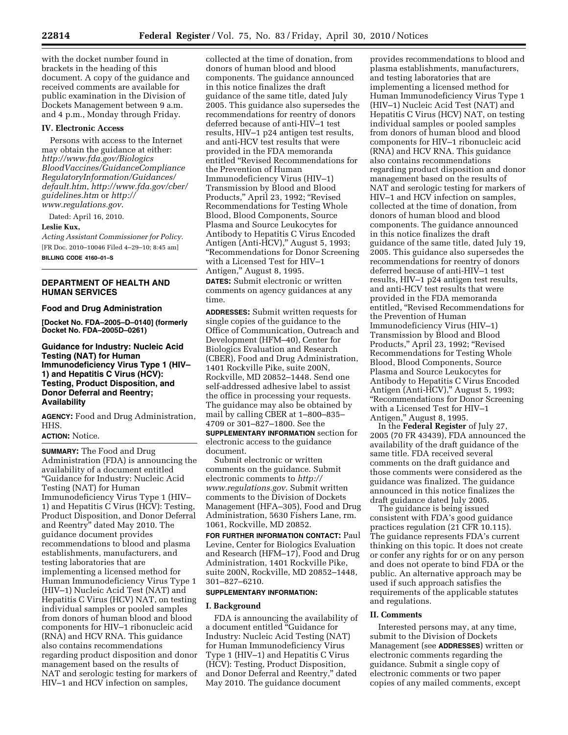with the docket number found in brackets in the heading of this document. A copy of the guidance and received comments are available for public examination in the Division of Dockets Management between 9 a.m. and 4 p.m., Monday through Friday.

### IV. Electronic Access

Persons with access to the Internet may obtain the guidance at either: *http://www.fda.gov/BiologicsBloodVaccines/GuidanceComplianceRegulatoryInformation/Guidances/default.htm*, *http://www.fda.gov/cber/guidelines.htm* or *http://www.regulations.gov*.

Dated: April 16, 2010.

**Leslie Kux,**

*Acting Assistant Commissioner for Policy.*

[FR Doc. 2010–10046 Filed 4–29–10; 8:45 am]

**BILLING CODE 4160–01–S**

---

## DEPARTMENT OF HEALTH AND HUMAN SERVICES

### Food and Drug Administration

**[Docket No. FDA–2005–D–0140] (formerly Docket No. FDA–2005D–0261)**

### Guidance for Industry: Nucleic Acid Testing (NAT) for Human Immunodeficiency Virus Type 1 (HIV–1) and Hepatitis C Virus (HCV): Testing, Product Disposition, and Donor Deferral and Reentry; Availability

**AGENCY:** Food and Drug Administration, HHS.

**ACTION:** Notice.

**SUMMARY:** The Food and Drug Administration (FDA) is announcing the availability of a document entitled "Guidance for Industry: Nucleic Acid Testing (NAT) for Human Immunodeficiency Virus Type 1 (HIV–1) and Hepatitis C Virus (HCV): Testing, Product Disposition, and Donor Deferral and Reentry" dated May 2010. The guidance document provides recommendations to blood and plasma establishments, manufacturers, and testing laboratories that are implementing a licensed method for Human Immunodeficiency Virus Type 1 (HIV–1) Nucleic Acid Test (NAT) and Hepatitis C Virus (HCV) NAT, on testing individual samples or pooled samples from donors of human blood and blood components for HIV–1 ribonucleic acid (RNA) and HCV RNA. This guidance also contains recommendations regarding product disposition and donor management based on the results of NAT and serologic testing for markers of HIV–1 and HCV infection on samples, collected at the time of donation, from donors of human blood and blood components. The guidance announced in this notice finalizes the draft guidance of the same title, dated July 2005. This guidance also supersedes the recommendations for reentry of donors deferred because of anti-HIV–1 test results, HIV–1 p24 antigen test results, and anti-HCV test results that were provided in the FDA memoranda entitled "Revised Recommendations for the Prevention of Human Immunodeficiency Virus (HIV–1) Transmission by Blood and Blood Products," April 23, 1992; "Revised Recommendations for Testing Whole Blood, Blood Components, Source Plasma and Source Leukocytes for Antibody to Hepatitis C Virus Encoded Antigen (Anti-HCV)," August 5, 1993; "Recommendations for Donor Screening with a Licensed Test for HIV–1 Antigen," August 8, 1995.

**DATES:** Submit electronic or written comments on agency guidances at any time.

**ADDRESSES:** Submit written requests for single copies of the guidance to the Office of Communication, Outreach and Development (HFM–40), Center for Biologics Evaluation and Research (CBER), Food and Drug Administration, 1401 Rockville Pike, suite 200N, Rockville, MD 20852–1448. Send one self-addressed adhesive label to assist the office in processing your requests. The guidance may also be obtained by mail by calling CBER at 1–800–835–4709 or 301–827–1800. See the **SUPPLEMENTARY INFORMATION** section for electronic access to the guidance document.

Submit electronic or written comments on the guidance. Submit electronic comments to *http://www.regulations.gov*. Submit written comments to the Division of Dockets Management (HFA–305), Food and Drug Administration, 5630 Fishers Lane, rm. 1061, Rockville, MD 20852.

**FOR FURTHER INFORMATION CONTACT:** Paul Levine, Center for Biologics Evaluation and Research (HFM–17), Food and Drug Administration, 1401 Rockville Pike, suite 200N, Rockville, MD 20852–1448, 301–827–6210.

**SUPPLEMENTARY INFORMATION:**

### I. Background

FDA is announcing the availability of a document entitled "Guidance for Industry: Nucleic Acid Testing (NAT) for Human Immunodeficiency Virus Type 1 (HIV–1) and Hepatitis C Virus (HCV): Testing, Product Disposition, and Donor Deferral and Reentry," dated May 2010. The guidance document provides recommendations to blood and plasma establishments, manufacturers, and testing laboratories that are implementing a licensed method for Human Immunodeficiency Virus Type 1 (HIV–1) Nucleic Acid Test (NAT) and Hepatitis C Virus (HCV) NAT, on testing individual samples or pooled samples from donors of human blood and blood components for HIV–1 ribonucleic acid (RNA) and HCV RNA. This guidance also contains recommendations regarding product disposition and donor management based on the results of NAT and serologic testing for markers of HIV–1 and HCV infection on samples, collected at the time of donation, from donors of human blood and blood components. The guidance announced in this notice finalizes the draft guidance of the same title, dated July 19, 2005. This guidance also supersedes the recommendations for reentry of donors deferred because of anti-HIV–1 test results, HIV–1 p24 antigen test results, and anti-HCV test results that were provided in the FDA memoranda entitled, "Revised Recommendations for the Prevention of Human Immunodeficiency Virus (HIV–1) Transmission by Blood and Blood Products," April 23, 1992; "Revised Recommendations for Testing Whole Blood, Blood Components, Source Plasma and Source Leukocytes for Antibody to Hepatitis C Virus Encoded Antigen (Anti-HCV)," August 5, 1993; "Recommendations for Donor Screening with a Licensed Test for HIV–1 Antigen," August 8, 1995.

In the **Federal Register** of July 27, 2005 (70 FR 43439), FDA announced the availability of the draft guidance of the same title. FDA received several comments on the draft guidance and those comments were considered as the guidance was finalized. The guidance announced in this notice finalizes the draft guidance dated July 2005.

The guidance is being issued consistent with FDA's good guidance practices regulation (21 CFR 10.115). The guidance represents FDA's current thinking on this topic. It does not create or confer any rights for or on any person and does not operate to bind FDA or the public. An alternative approach may be used if such approach satisfies the requirements of the applicable statutes and regulations.

### II. Comments

Interested persons may, at any time, submit to the Division of Dockets Management (see **ADDRESSES**) written or electronic comments regarding the guidance. Submit a single copy of electronic comments or two paper copies of any mailed comments, except